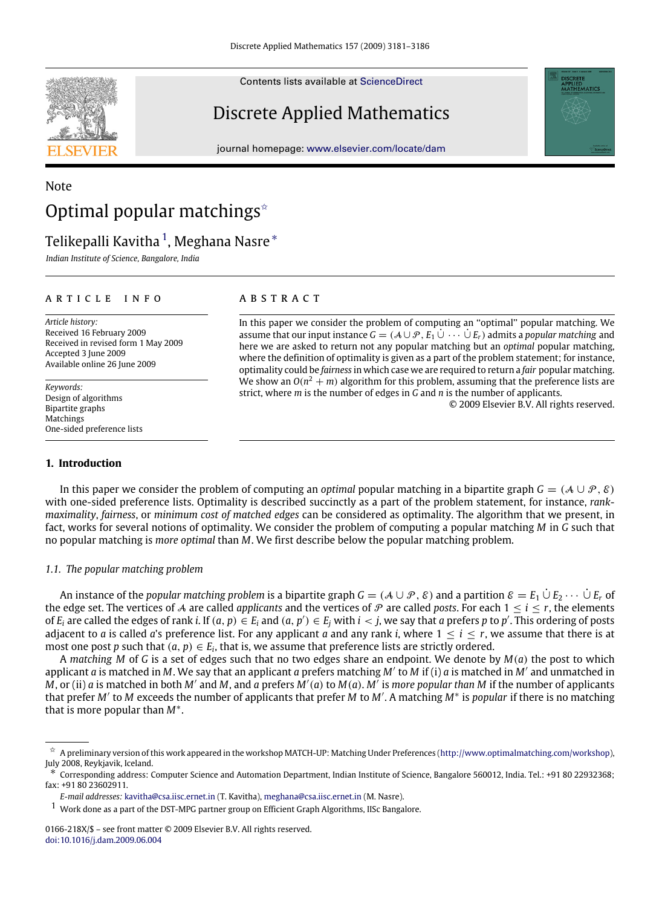Note

# Optimal popular matchings[☆]

Telikepalli Kavitha[1], Meghana Nasre[*]

*Indian Institute of Science, Bangalore, India*

**ARTICLE INFO**

*Article history:*
Received 16 February 2009
Received in revised form 1 May 2009
Accepted 3 June 2009
Available online 26 June 2009

*Keywords:*
Design of algorithms
Bipartite graphs
Matchings
One-sided preference lists

**ABSTRACT**

In this paper we consider the problem of computing an "optimal" popular matching. We assume that our input instance $G = (\mathcal{A} \cup \mathcal{P}, E_1 \dot{\cup} \cdots \dot{\cup} E_r)$ admits a *popular matching* and here we are asked to return not any popular matching but an *optimal* popular matching, where the definition of optimality is given as a part of the problem statement; for instance, optimality could be *fairness* in which case we are required to return a *fair* popular matching. We show an $O(n^2 + m)$ algorithm for this problem, assuming that the preference lists are strict, where $m$ is the number of edges in $G$ and $n$ is the number of applicants.

© 2009 Elsevier B.V. All rights reserved.

## 1. Introduction

In this paper we consider the problem of computing an *optimal* popular matching in a bipartite graph $G = (\mathcal{A} \cup \mathcal{P}, \mathcal{E})$ with one-sided preference lists. Optimality is described succinctly as a part of the problem statement, for instance, *rank-maximality*, *fairness*, or *minimum cost of matched edges* can be considered as optimality. The algorithm that we present, in fact, works for several notions of optimality. We consider the problem of computing a popular matching $M$ in $G$ such that no popular matching is *more optimal* than $M$. We first describe below the popular matching problem.

### 1.1. The popular matching problem

An instance of the *popular matching problem* is a bipartite graph $G = (\mathcal{A} \cup \mathcal{P}, \mathcal{E})$ and a partition $\mathcal{E} = E_1 \dot{\cup} E_2 \cdots \dot{\cup} E_r$ of the edge set. The vertices of $\mathcal{A}$ are called *applicants* and the vertices of $\mathcal{P}$ are called *posts*. For each $1 \leq i \leq r$, the elements of $E_i$ are called the edges of rank $i$. If $(a, p) \in E_i$ and $(a, p') \in E_j$ with $i < j$, we say that $a$ prefers $p$ to $p'$. This ordering of posts adjacent to $a$ is called $a$'s preference list. For any applicant $a$ and any rank $i$, where $1 \leq i \leq r$, we assume that there is at most one post $p$ such that $(a, p) \in E_i$, that is, we assume that preference lists are strictly ordered.

A *matching* $M$ of $G$ is a set of edges such that no two edges share an endpoint. We denote by $M(a)$ the post to which applicant $a$ is matched in $M$. We say that an applicant $a$ prefers matching $M'$ to $M$ if (i) $a$ is matched in $M'$ and unmatched in $M$, or (ii) $a$ is matched in both $M'$ and $M$, and $a$ prefers $M'(a)$ to $M(a)$. $M'$ is *more popular than* $M$ if the number of applicants that prefer $M'$ to $M$ exceeds the number of applicants that prefer $M$ to $M'$. A matching $M^*$ is *popular* if there is no matching that is more popular than $M^*$.

---

☆ A preliminary version of this work appeared in the workshop MATCH-UP: Matching Under Preferences (http://www.optimalmatching.com/workshop), July 2008, Reykjavik, Iceland.

\* Corresponding address: Computer Science and Automation Department, Indian Institute of Science, Bangalore 560012, India. Tel.: +91 80 22932368; fax: +91 80 23602911.

*E-mail addresses:* kavitha@csa.iisc.ernet.in (T. Kavitha), meghana@csa.iisc.ernet.in (M. Nasre).

[1] Work done as a part of the DST-MPG partner group on Efficient Graph Algorithms, IISc Bangalore.

0166-218X/$ – see front matter © 2009 Elsevier B.V. All rights reserved.
doi:10.1016/j.dam.2009.06.004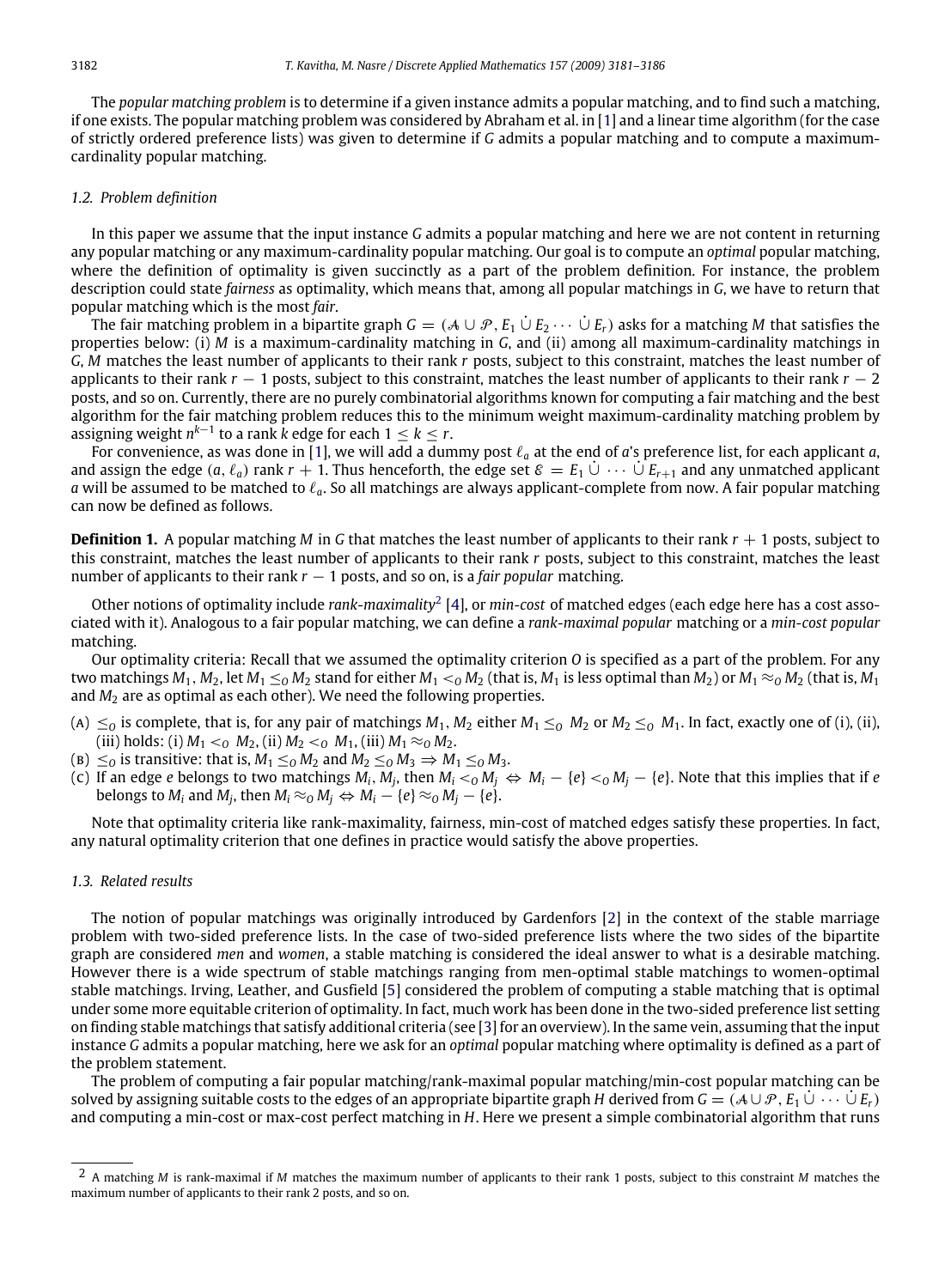The *popular matching problem* is to determine if a given instance admits a popular matching, and to find such a matching, if one exists. The popular matching problem was considered by Abraham et al. in [1] and a linear time algorithm (for the case of strictly ordered preference lists) was given to determine if $G$ admits a popular matching and to compute a maximum-cardinality popular matching.

### 1.2. Problem definition

In this paper we assume that the input instance $G$ admits a popular matching and here we are not content in returning any popular matching or any maximum-cardinality popular matching. Our goal is to compute an *optimal* popular matching, where the definition of optimality is given succinctly as a part of the problem definition. For instance, the problem description could state *fairness* as optimality, which means that, among all popular matchings in $G$, we have to return that popular matching which is the most *fair*.

The fair matching problem in a bipartite graph $G = (\mathcal{A} \cup \mathcal{P}, E_1 \dot\cup E_2 \cdots \dot\cup E_r)$ asks for a matching $M$ that satisfies the properties below: (i) $M$ is a maximum-cardinality matching in $G$, and (ii) among all maximum-cardinality matchings in $G$, $M$ matches the least number of applicants to their rank $r$ posts, subject to this constraint, matches the least number of applicants to their rank $r-1$ posts, subject to this constraint, matches the least number of applicants to their rank $r-2$ posts, and so on. Currently, there are no purely combinatorial algorithms known for computing a fair matching and the best algorithm for the fair matching problem reduces this to the minimum weight maximum-cardinality matching problem by assigning weight $n^{k-1}$ to a rank $k$ edge for each $1 \le k \le r$.

For convenience, as was done in [1], we will add a dummy post $\ell_a$ at the end of $a$'s preference list, for each applicant $a$, and assign the edge $(a, \ell_a)$ rank $r+1$. Thus henceforth, the edge set $\mathcal{E} = E_1 \dot\cup \cdots \dot\cup E_{r+1}$ and any unmatched applicant $a$ will be assumed to be matched to $\ell_a$. So all matchings are always applicant-complete from now. A fair popular matching can now be defined as follows.

**Definition 1.** A popular matching $M$ in $G$ that matches the least number of applicants to their rank $r+1$ posts, subject to this constraint, matches the least number of applicants to their rank $r$ posts, subject to this constraint, matches the least number of applicants to their rank $r-1$ posts, and so on, is a *fair popular* matching.

Other notions of optimality include *rank-maximality*[2] [4], or *min-cost* of matched edges (each edge here has a cost associated with it). Analogous to a fair popular matching, we can define a *rank-maximal popular* matching or a *min-cost popular* matching.

Our optimality criteria: Recall that we assumed the optimality criterion $O$ is specified as a part of the problem. For any two matchings $M_1, M_2$, let $M_1 \le_O M_2$ stand for either $M_1 <_O M_2$ (that is, $M_1$ is less optimal than $M_2$) or $M_1 \approx_O M_2$ (that is, $M_1$ and $M_2$ are as optimal as each other). We need the following properties.

- (A) $\le_O$ is complete, that is, for any pair of matchings $M_1, M_2$ either $M_1 \le_O M_2$ or $M_2 \le_O M_1$. In fact, exactly one of (i), (ii), (iii) holds: (i) $M_1 <_O M_2$, (ii) $M_2 <_O M_1$, (iii) $M_1 \approx_O M_2$.
- (B) $\le_O$ is transitive: that is, $M_1 \le_O M_2$ and $M_2 \le_O M_3 \Rightarrow M_1 \le_O M_3$.
- (C) If an edge $e$ belongs to two matchings $M_i, M_j$, then $M_i <_O M_j \Leftrightarrow M_i - \{e\} <_O M_j - \{e\}$. Note that this implies that if $e$ belongs to $M_i$ and $M_j$, then $M_i \approx_O M_j \Leftrightarrow M_i - \{e\} \approx_O M_j - \{e\}$.

Note that optimality criteria like rank-maximality, fairness, min-cost of matched edges satisfy these properties. In fact, any natural optimality criterion that one defines in practice would satisfy the above properties.

### 1.3. Related results

The notion of popular matchings was originally introduced by Gardenfors [2] in the context of the stable marriage problem with two-sided preference lists. In the case of two-sided preference lists where the two sides of the bipartite graph are considered *men* and *women*, a stable matching is considered the ideal answer to what is a desirable matching. However there is a wide spectrum of stable matchings ranging from men-optimal stable matchings to women-optimal stable matchings. Irving, Leather, and Gusfield [5] considered the problem of computing a stable matching that is optimal under some more equitable criterion of optimality. In fact, much work has been done in the two-sided preference list setting on finding stable matchings that satisfy additional criteria (see [3] for an overview). In the same vein, assuming that the input instance $G$ admits a popular matching, here we ask for an *optimal* popular matching where optimality is defined as a part of the problem statement.

The problem of computing a fair popular matching/rank-maximal popular matching/min-cost popular matching can be solved by assigning suitable costs to the edges of an appropriate bipartite graph $H$ derived from $G = (\mathcal{A} \cup \mathcal{P}, E_1 \dot\cup \cdots \dot\cup E_r)$ and computing a min-cost or max-cost perfect matching in $H$. Here we present a simple combinatorial algorithm that runs

---

[2] A matching $M$ is rank-maximal if $M$ matches the maximum number of applicants to their rank 1 posts, subject to this constraint $M$ matches the maximum number of applicants to their rank 2 posts, and so on.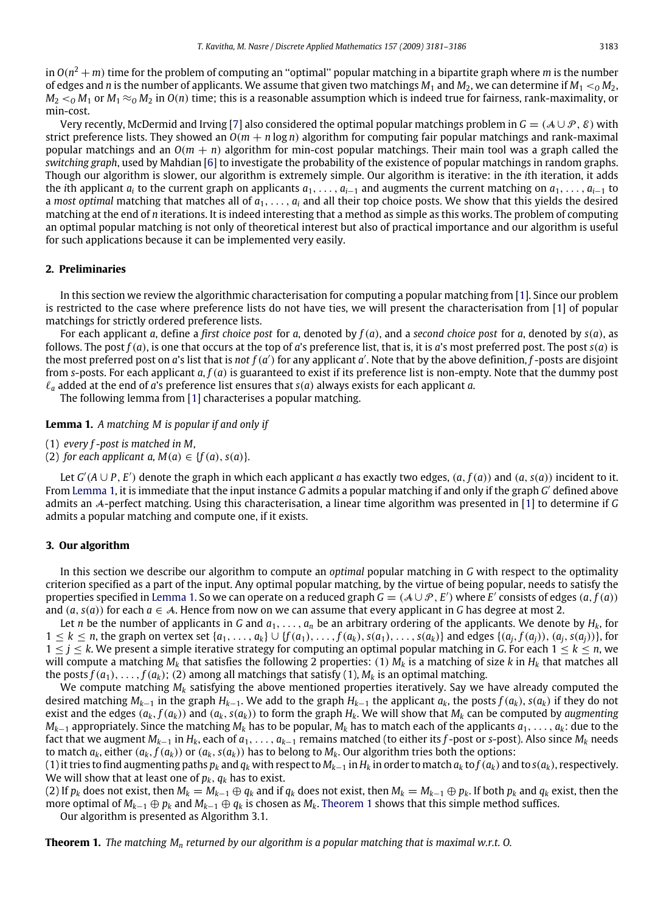in $O(n^2 + m)$ time for the problem of computing an "optimal" popular matching in a bipartite graph where $m$ is the number of edges and $n$ is the number of applicants. We assume that given two matchings $M_1$ and $M_2$, we can determine if $M_1 <_O M_2$, $M_2 <_O M_1$ or $M_1 \approx_O M_2$ in $O(n)$ time; this is a reasonable assumption which is indeed true for fairness, rank-maximality, or min-cost.

Very recently, McDermid and Irving [7] also considered the optimal popular matchings problem in $G = (\mathcal{A} \cup \mathcal{P}, \mathcal{E})$ with strict preference lists. They showed an $O(m + n \log n)$ algorithm for computing fair popular matchings and rank-maximal popular matchings and an $O(m + n)$ algorithm for min-cost popular matchings. Their main tool was a graph called the *switching graph*, used by Mahdian [6] to investigate the probability of the existence of popular matchings in random graphs. Though our algorithm is slower, our algorithm is extremely simple. Our algorithm is iterative: in the $i$th iteration, it adds the $i$th applicant $a_i$ to the current graph on applicants $a_1, \ldots, a_{i-1}$ and augments the current matching on $a_1, \ldots, a_{i-1}$ to a *most optimal* matching that matches all of $a_1, \ldots, a_i$ and all their top choice posts. We show that this yields the desired matching at the end of $n$ iterations. It is indeed interesting that a method as simple as this works. The problem of computing an optimal popular matching is not only of theoretical interest but also of practical importance and our algorithm is useful for such applications because it can be implemented very easily.

## 2. Preliminaries

In this section we review the algorithmic characterisation for computing a popular matching from [1]. Since our problem is restricted to the case where preference lists do not have ties, we will present the characterisation from [1] of popular matchings for strictly ordered preference lists.

For each applicant $a$, define a *first choice post* for $a$, denoted by $f(a)$, and a *second choice post* for $a$, denoted by $s(a)$, as follows. The post $f(a)$, is one that occurs at the top of $a$'s preference list, that is, it is $a$'s most preferred post. The post $s(a)$ is the most preferred post on $a$'s list that is *not* $f(a')$ for any applicant $a'$. Note that by the above definition, $f$-posts are disjoint from $s$-posts. For each applicant $a$, $f(a)$ is guaranteed to exist if its preference list is non-empty. Note that the dummy post $\ell_a$ added at the end of $a$'s preference list ensures that $s(a)$ always exists for each applicant $a$.

The following lemma from [1] characterises a popular matching.

**Lemma 1.** *A matching $M$ is popular if and only if*

(1) *every $f$-post is matched in $M$,*
(2) *for each applicant $a$, $M(a) \in \{f(a), s(a)\}$.*

Let $G'(A \cup P, E')$ denote the graph in which each applicant $a$ has exactly two edges, $(a, f(a))$ and $(a, s(a))$ incident to it. From Lemma 1, it is immediate that the input instance $G$ admits a popular matching if and only if the graph $G'$ defined above admits an $\mathcal{A}$-perfect matching. Using this characterisation, a linear time algorithm was presented in [1] to determine if $G$ admits a popular matching and compute one, if it exists.

## 3. Our algorithm

In this section we describe our algorithm to compute an *optimal* popular matching in $G$ with respect to the optimality criterion specified as a part of the input. Any optimal popular matching, by the virtue of being popular, needs to satisfy the properties specified in Lemma 1. So we can operate on a reduced graph $G = (\mathcal{A} \cup \mathcal{P}, E')$ where $E'$ consists of edges $(a, f(a))$ and $(a, s(a))$ for each $a \in \mathcal{A}$. Hence from now on we can assume that every applicant in $G$ has degree at most 2.

Let $n$ be the number of applicants in $G$ and $a_1, \ldots, a_n$ be an arbitrary ordering of the applicants. We denote by $H_k$, for $1 \le k \le n$, the graph on vertex set $\{a_1, \ldots, a_k\} \cup \{f(a_1), \ldots, f(a_k), s(a_1), \ldots, s(a_k)\}$ and edges $\{(a_j, f(a_j)), (a_j, s(a_j))\}$, for $1 \le j \le k$. We present a simple iterative strategy for computing an optimal popular matching in $G$. For each $1 \le k \le n$, we will compute a matching $M_k$ that satisfies the following 2 properties: (1) $M_k$ is a matching of size $k$ in $H_k$ that matches all the posts $f(a_1), \ldots, f(a_k)$; (2) among all matchings that satisfy (1), $M_k$ is an optimal matching.

We compute matching $M_k$ satisfying the above mentioned properties iteratively. Say we have already computed the desired matching $M_{k-1}$ in the graph $H_{k-1}$. We add to the graph $H_{k-1}$ the applicant $a_k$, the posts $f(a_k), s(a_k)$ if they do not exist and the edges $(a_k, f(a_k))$ and $(a_k, s(a_k))$ to form the graph $H_k$. We will show that $M_k$ can be computed by *augmenting* $M_{k-1}$ appropriately. Since the matching $M_k$ has to be popular, $M_k$ has to match each of the applicants $a_1, \ldots, a_k$: due to the fact that we augment $M_{k-1}$ in $H_k$, each of $a_1, \ldots, a_{k-1}$ remains matched (to either its $f$-post or $s$-post). Also since $M_k$ needs to match $a_k$, either $(a_k, f(a_k))$ or $(a_k, s(a_k))$ has to belong to $M_k$. Our algorithm tries both the options:

(1) it tries to find augmenting paths $p_k$ and $q_k$ with respect to $M_{k-1}$ in $H_k$ in order to match $a_k$ to $f(a_k)$ and to $s(a_k)$, respectively. We will show that at least one of $p_k$, $q_k$ has to exist.

(2) If $p_k$ does not exist, then $M_k = M_{k-1} \oplus q_k$ and if $q_k$ does not exist, then $M_k = M_{k-1} \oplus p_k$. If both $p_k$ and $q_k$ exist, then the more optimal of $M_{k-1} \oplus p_k$ and $M_{k-1} \oplus q_k$ is chosen as $M_k$. Theorem 1 shows that this simple method suffices.

Our algorithm is presented as Algorithm 3.1.

**Theorem 1.** *The matching $M_n$ returned by our algorithm is a popular matching that is maximal w.r.t. $O$.*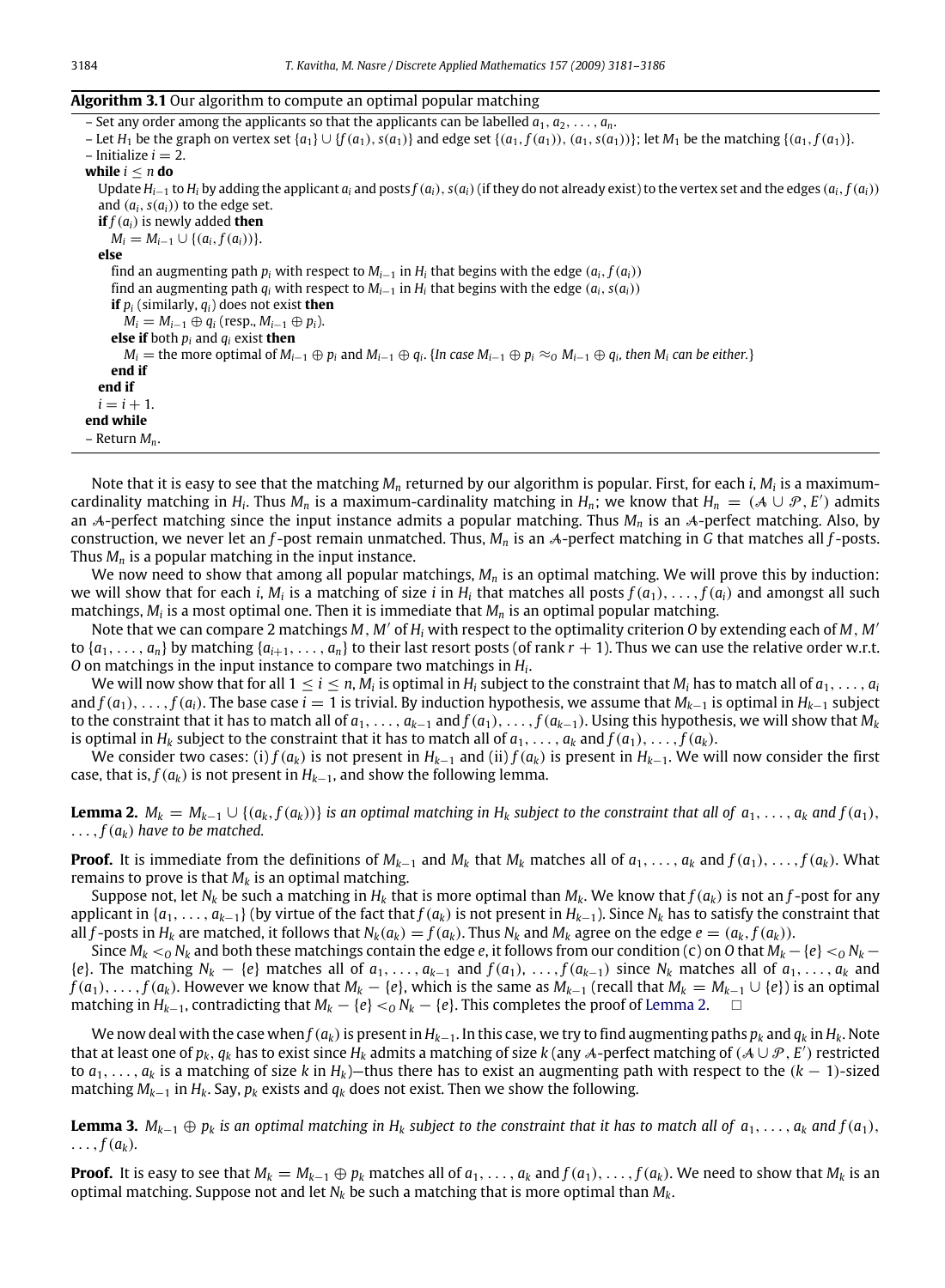**Algorithm 3.1** Our algorithm to compute an optimal popular matching

– Set any order among the applicants so that the applicants can be labelled $a_1, a_2, \ldots, a_n$.
– Let $H_1$ be the graph on vertex set $\{a_1\} \cup \{f(a_1), s(a_1)\}$ and edge set $\{(a_1, f(a_1)), (a_1, s(a_1))\}$; let $M_1$ be the matching $\{(a_1, f(a_1))\}$.
– Initialize $i = 2$.

```
while i ≤ n do
  Update H_{i−1} to H_i by adding the applicant a_i and posts f(a_i), s(a_i) (if they do not already exist) to the vertex set and the edges (a_i, f(a_i)) and (a_i, s(a_i)) to the edge set.
  if f(a_i) is newly added then
    M_i = M_{i−1} ∪ {(a_i, f(a_i))}.
  else
    find an augmenting path p_i with respect to M_{i−1} in H_i that begins with the edge (a_i, f(a_i))
    find an augmenting path q_i with respect to M_{i−1} in H_i that begins with the edge (a_i, s(a_i))
    if p_i (similarly, q_i) does not exist then
      M_i = M_{i−1} ⊕ q_i (resp., M_{i−1} ⊕ p_i).
    else if both p_i and q_i exist then
      M_i = the more optimal of M_{i−1} ⊕ p_i and M_{i−1} ⊕ q_i. {In case M_{i−1} ⊕ p_i ≈_O M_{i−1} ⊕ q_i, then M_i can be either.}
    end if
  end if
  i = i + 1.
end while
```

– Return $M_n$.

Note that it is easy to see that the matching $M_n$ returned by our algorithm is popular. First, for each $i$, $M_i$ is a maximum-cardinality matching in $H_i$. Thus $M_n$ is a maximum-cardinality matching in $H_n$; we know that $H_n = (\mathcal{A} \cup \mathcal{P}, E')$ admits an $\mathcal{A}$-perfect matching since the input instance admits a popular matching. Thus $M_n$ is an $\mathcal{A}$-perfect matching. Also, by construction, we never let an $f$-post remain unmatched. Thus, $M_n$ is an $\mathcal{A}$-perfect matching in $G$ that matches all $f$-posts. Thus $M_n$ is a popular matching in the input instance.

We now need to show that among all popular matchings, $M_n$ is an optimal matching. We will prove this by induction: we will show that for each $i$, $M_i$ is a matching of size $i$ in $H_i$ that matches all posts $f(a_1), \ldots, f(a_i)$ and amongst all such matchings, $M_i$ is a most optimal one. Then it is immediate that $M_n$ is an optimal popular matching.

Note that we can compare 2 matchings $M, M'$ of $H_i$ with respect to the optimality criterion $O$ by extending each of $M, M'$ to $\{a_1, \ldots, a_n\}$ by matching $\{a_{i+1}, \ldots, a_n\}$ to their last resort posts (of rank $r + 1$). Thus we can use the relative order w.r.t. $O$ on matchings in the input instance to compare two matchings in $H_i$.

We will now show that for all $1 \le i \le n$, $M_i$ is optimal in $H_i$ subject to the constraint that $M_i$ has to match all of $a_1, \ldots, a_i$ and $f(a_1), \ldots, f(a_i)$. The base case $i = 1$ is trivial. By induction hypothesis, we assume that $M_{k-1}$ is optimal in $H_{k-1}$ subject to the constraint that it has to match all of $a_1, \ldots, a_{k-1}$ and $f(a_1), \ldots, f(a_{k-1})$. Using this hypothesis, we will show that $M_k$ is optimal in $H_k$ subject to the constraint that it has to match all of $a_1, \ldots, a_k$ and $f(a_1), \ldots, f(a_k)$.

We consider two cases: (i) $f(a_k)$ is not present in $H_{k-1}$ and (ii) $f(a_k)$ is present in $H_{k-1}$. We will now consider the first case, that is, $f(a_k)$ is not present in $H_{k-1}$, and show the following lemma.

**Lemma 2.** *$M_k = M_{k-1} \cup \{(a_k, f(a_k))\}$ is an optimal matching in $H_k$ subject to the constraint that all of $a_1, \ldots, a_k$ and $f(a_1), \ldots, f(a_k)$ have to be matched.*

**Proof.** It is immediate from the definitions of $M_{k-1}$ and $M_k$ that $M_k$ matches all of $a_1, \ldots, a_k$ and $f(a_1), \ldots, f(a_k)$. What remains to prove is that $M_k$ is an optimal matching.

Suppose not, let $N_k$ be such a matching in $H_k$ that is more optimal than $M_k$. We know that $f(a_k)$ is not an $f$-post for any applicant in $\{a_1, \ldots, a_{k-1}\}$ (by virtue of the fact that $f(a_k)$ is not present in $H_{k-1}$). Since $N_k$ has to satisfy the constraint that all $f$-posts in $H_k$ are matched, it follows that $N_k(a_k) = f(a_k)$. Thus $N_k$ and $M_k$ agree on the edge $e = (a_k, f(a_k))$.

Since $M_k <_O N_k$ and both these matchings contain the edge $e$, it follows from our condition (c) on $O$ that $M_k - \{e\} <_O N_k - \{e\}$. The matching $N_k - \{e\}$ matches all of $a_1, \ldots, a_{k-1}$ and $f(a_1), \ldots, f(a_{k-1})$ since $N_k$ matches all of $a_1, \ldots, a_k$ and $f(a_1), \ldots, f(a_k)$. However we know that $M_k - \{e\}$, which is the same as $M_{k-1}$ (recall that $M_k = M_{k-1} \cup \{e\}$) is an optimal matching in $H_{k-1}$, contradicting that $M_k - \{e\} <_O N_k - \{e\}$. This completes the proof of Lemma 2. $\square$

We now deal with the case when $f(a_k)$ is present in $H_{k-1}$. In this case, we try to find augmenting paths $p_k$ and $q_k$ in $H_k$. Note that at least one of $p_k, q_k$ has to exist since $H_k$ admits a matching of size $k$ (any $\mathcal{A}$-perfect matching of $(\mathcal{A} \cup \mathcal{P}, E')$ restricted to $a_1, \ldots, a_k$ is a matching of size $k$ in $H_k$)—thus there has to exist an augmenting path with respect to the $(k-1)$-sized matching $M_{k-1}$ in $H_k$. Say, $p_k$ exists and $q_k$ does not exist. Then we show the following.

**Lemma 3.** *$M_{k-1} \oplus p_k$ is an optimal matching in $H_k$ subject to the constraint that it has to match all of $a_1, \ldots, a_k$ and $f(a_1), \ldots, f(a_k)$.*

**Proof.** It is easy to see that $M_k = M_{k-1} \oplus p_k$ matches all of $a_1, \ldots, a_k$ and $f(a_1), \ldots, f(a_k)$. We need to show that $M_k$ is an optimal matching. Suppose not and let $N_k$ be such a matching that is more optimal than $M_k$.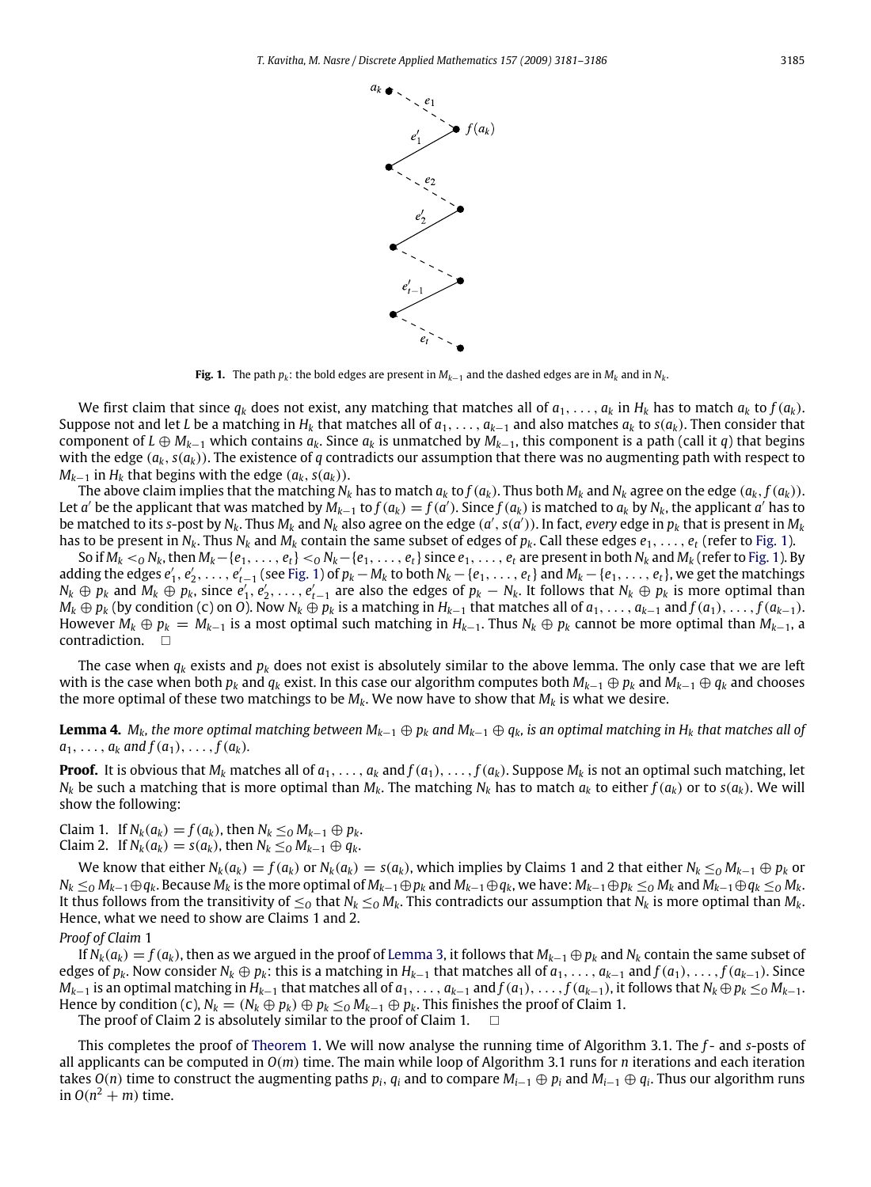**Fig. 1.** The path $p_k$: the bold edges are present in $M_{k-1}$ and the dashed edges are in $M_k$ and in $N_k$.

We first claim that since $q_k$ does not exist, any matching that matches all of $a_1, \ldots, a_k$ in $H_k$ has to match $a_k$ to $f(a_k)$. Suppose not and let $L$ be a matching in $H_k$ that matches all of $a_1, \ldots, a_{k-1}$ and also matches $a_k$ to $s(a_k)$. Then consider that component of $L \oplus M_{k-1}$ which contains $a_k$. Since $a_k$ is unmatched by $M_{k-1}$, this component is a path (call it $q$) that begins with the edge $(a_k, s(a_k))$. The existence of $q$ contradicts our assumption that there was no augmenting path with respect to $M_{k-1}$ in $H_k$ that begins with the edge $(a_k, s(a_k))$.

The above claim implies that the matching $N_k$ has to match $a_k$ to $f(a_k)$. Thus both $M_k$ and $N_k$ agree on the edge $(a_k, f(a_k))$. Let $a'$ be the applicant that was matched by $M_{k-1}$ to $f(a_k) = f(a')$. Since $f(a_k)$ is matched to $a_k$ by $N_k$, the applicant $a'$ has to be matched to its $s$-post by $N_k$. Thus $M_k$ and $N_k$ also agree on the edge $(a', s(a'))$. In fact, *every* edge in $p_k$ that is present in $M_k$ has to be present in $N_k$. Thus $N_k$ and $M_k$ contain the same subset of edges of $p_k$. Call these edges $e_1, \ldots, e_t$ (refer to Fig. 1).

So if $M_k <_O N_k$, then $M_k - \{e_1, \ldots, e_t\} <_O N_k - \{e_1, \ldots, e_t\}$ since $e_1, \ldots, e_t$ are present in both $N_k$ and $M_k$ (refer to Fig. 1). By adding the edges $e'_1, e'_2, \ldots, e'_{t-1}$ (see Fig. 1) of $p_k - M_k$ to both $N_k - \{e_1, \ldots, e_t\}$ and $M_k - \{e_1, \ldots, e_t\}$, we get the matchings $N_k \oplus p_k$ and $M_k \oplus p_k$, since $e'_1, e'_2, \ldots, e'_{t-1}$ are also the edges of $p_k - N_k$. It follows that $N_k \oplus p_k$ is more optimal than $M_k \oplus p_k$ (by condition (c) on $O$). Now $N_k \oplus p_k$ is a matching in $H_{k-1}$ that matches all of $a_1, \ldots, a_{k-1}$ and $f(a_1), \ldots, f(a_{k-1})$. However $M_k \oplus p_k = M_{k-1}$ is a most optimal such matching in $H_{k-1}$. Thus $N_k \oplus p_k$ cannot be more optimal than $M_{k-1}$, a contradiction. $\square$

The case when $q_k$ exists and $p_k$ does not exist is absolutely similar to the above lemma. The only case that we are left with is the case when both $p_k$ and $q_k$ exist. In this case our algorithm computes both $M_{k-1} \oplus p_k$ and $M_{k-1} \oplus q_k$ and chooses the more optimal of these two matchings to be $M_k$. We now have to show that $M_k$ is what we desire.

**Lemma 4.** *$M_k$, the more optimal matching between $M_{k-1} \oplus p_k$ and $M_{k-1} \oplus q_k$, is an optimal matching in $H_k$ that matches all of $a_1, \ldots, a_k$ and $f(a_1), \ldots, f(a_k)$.*

**Proof.** It is obvious that $M_k$ matches all of $a_1, \ldots, a_k$ and $f(a_1), \ldots, f(a_k)$. Suppose $M_k$ is not an optimal such matching, let $N_k$ be such a matching that is more optimal than $M_k$. The matching $N_k$ has to match $a_k$ to either $f(a_k)$ or to $s(a_k)$. We will show the following:

Claim 1. If $N_k(a_k) = f(a_k)$, then $N_k \leq_O M_{k-1} \oplus p_k$.
Claim 2. If $N_k(a_k) = s(a_k)$, then $N_k \leq_O M_{k-1} \oplus q_k$.

We know that either $N_k(a_k) = f(a_k)$ or $N_k(a_k) = s(a_k)$, which implies by Claims 1 and 2 that either $N_k \leq_O M_{k-1} \oplus p_k$ or $N_k \leq_O M_{k-1} \oplus q_k$. Because $M_k$ is the more optimal of $M_{k-1} \oplus p_k$ and $M_{k-1} \oplus q_k$, we have: $M_{k-1} \oplus p_k \leq_O M_k$ and $M_{k-1} \oplus q_k \leq_O M_k$. It thus follows from the transitivity of $\leq_O$ that $N_k \leq_O M_k$. This contradicts our assumption that $N_k$ is more optimal than $M_k$. Hence, what we need to show are Claims 1 and 2.

*Proof of Claim* 1

If $N_k(a_k) = f(a_k)$, then as we argued in the proof of Lemma 3, it follows that $M_{k-1} \oplus p_k$ and $N_k$ contain the same subset of edges of $p_k$. Now consider $N_k \oplus p_k$: this is a matching in $H_{k-1}$ that matches all of $a_1, \ldots, a_{k-1}$ and $f(a_1), \ldots, f(a_{k-1})$. Since $M_{k-1}$ is an optimal matching in $H_{k-1}$ that matches all of $a_1, \ldots, a_{k-1}$ and $f(a_1), \ldots, f(a_{k-1})$, it follows that $N_k \oplus p_k \leq_O M_{k-1}$. Hence by condition (c), $N_k = (N_k \oplus p_k) \oplus p_k \leq_O M_{k-1} \oplus p_k$. This finishes the proof of Claim 1.

The proof of Claim 2 is absolutely similar to the proof of Claim 1. $\square$

This completes the proof of Theorem 1. We will now analyse the running time of Algorithm 3.1. The $f$- and $s$-posts of all applicants can be computed in $O(m)$ time. The main while loop of Algorithm 3.1 runs for $n$ iterations and each iteration takes $O(n)$ time to construct the augmenting paths $p_i$, $q_i$ and to compare $M_{i-1} \oplus p_i$ and $M_{i-1} \oplus q_i$. Thus our algorithm runs in $O(n^2 + m)$ time.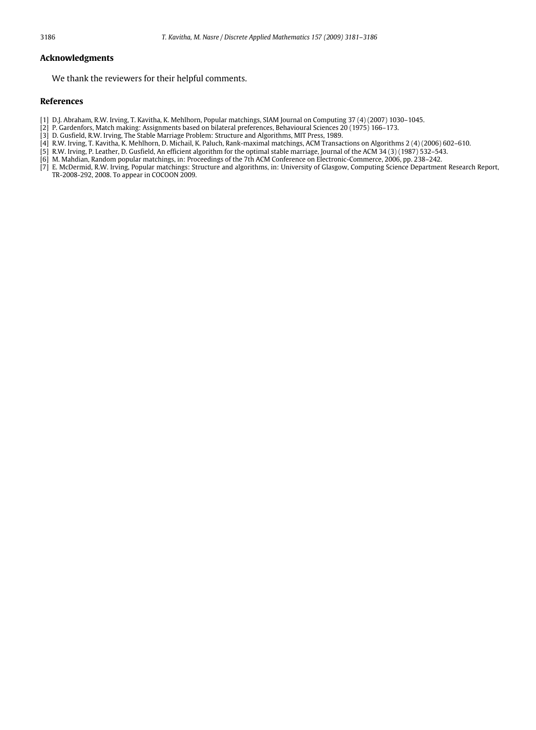## Acknowledgments

We thank the reviewers for their helpful comments.

## References

[1] D.J. Abraham, R.W. Irving, T. Kavitha, K. Mehlhorn, Popular matchings, SIAM Journal on Computing 37 (4) (2007) 1030–1045.
[2] P. Gardenfors, Match making: Assignments based on bilateral preferences, Behavioural Sciences 20 (1975) 166–173.
[3] D. Gusfield, R.W. Irving, The Stable Marriage Problem: Structure and Algorithms, MIT Press, 1989.
[4] R.W. Irving, T. Kavitha, K. Mehlhorn, D. Michail, K. Paluch, Rank-maximal matchings, ACM Transactions on Algorithms 2 (4) (2006) 602–610.
[5] R.W. Irving, P. Leather, D. Gusfield, An efficient algorithm for the optimal stable marriage, Journal of the ACM 34 (3) (1987) 532–543.
[6] M. Mahdian, Random popular matchings, in: Proceedings of the 7th ACM Conference on Electronic-Commerce, 2006, pp. 238–242.
[7] E. McDermid, R.W. Irving, Popular matchings: Structure and algorithms, in: University of Glasgow, Computing Science Department Research Report, TR-2008-292, 2008. To appear in COCOON 2009.